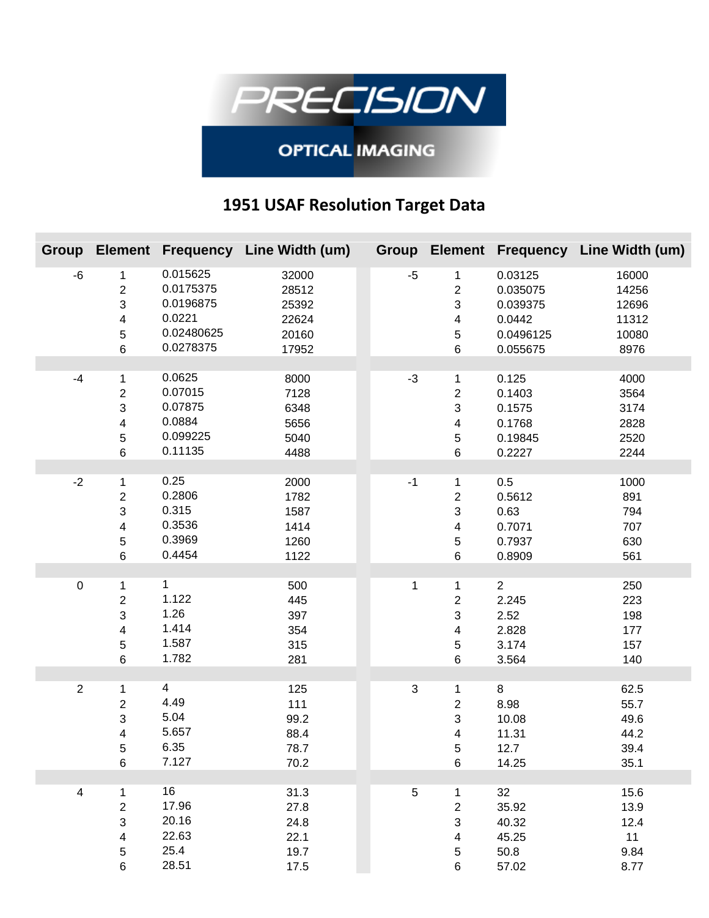PRECISION

OPTICAL IMAGING

# 1951 USAF Resolution Target Data

| Group | Element | Frequency | Line Width (um) | Group | Element | Frequency | Line Width (um) |
|---|---|---|---|---|---|---|---|
| -6 | 1 | 0.015625 | 32000 | -5 | 1 | 0.03125 | 16000 |
| | 2 | 0.0175375 | 28512 | | 2 | 0.035075 | 14256 |
| | 3 | 0.0196875 | 25392 | | 3 | 0.039375 | 12696 |
| | 4 | 0.0221 | 22624 | | 4 | 0.0442 | 11312 |
| | 5 | 0.02480625 | 20160 | | 5 | 0.0496125 | 10080 |
| | 6 | 0.0278375 | 17952 | | 6 | 0.055675 | 8976 |
| -4 | 1 | 0.0625 | 8000 | -3 | 1 | 0.125 | 4000 |
| | 2 | 0.07015 | 7128 | | 2 | 0.1403 | 3564 |
| | 3 | 0.07875 | 6348 | | 3 | 0.1575 | 3174 |
| | 4 | 0.0884 | 5656 | | 4 | 0.1768 | 2828 |
| | 5 | 0.099225 | 5040 | | 5 | 0.19845 | 2520 |
| | 6 | 0.11135 | 4488 | | 6 | 0.2227 | 2244 |
| -2 | 1 | 0.25 | 2000 | -1 | 1 | 0.5 | 1000 |
| | 2 | 0.2806 | 1782 | | 2 | 0.5612 | 891 |
| | 3 | 0.315 | 1587 | | 3 | 0.63 | 794 |
| | 4 | 0.3536 | 1414 | | 4 | 0.7071 | 707 |
| | 5 | 0.3969 | 1260 | | 5 | 0.7937 | 630 |
| | 6 | 0.4454 | 1122 | | 6 | 0.8909 | 561 |
| 0 | 1 | 1 | 500 | 1 | 1 | 2 | 250 |
| | 2 | 1.122 | 445 | | 2 | 2.245 | 223 |
| | 3 | 1.26 | 397 | | 3 | 2.52 | 198 |
| | 4 | 1.414 | 354 | | 4 | 2.828 | 177 |
| | 5 | 1.587 | 315 | | 5 | 3.174 | 157 |
| | 6 | 1.782 | 281 | | 6 | 3.564 | 140 |
| 2 | 1 | 4 | 125 | 3 | 1 | 8 | 62.5 |
| | 2 | 4.49 | 111 | | 2 | 8.98 | 55.7 |
| | 3 | 5.04 | 99.2 | | 3 | 10.08 | 49.6 |
| | 4 | 5.657 | 88.4 | | 4 | 11.31 | 44.2 |
| | 5 | 6.35 | 78.7 | | 5 | 12.7 | 39.4 |
| | 6 | 7.127 | 70.2 | | 6 | 14.25 | 35.1 |
| 4 | 1 | 16 | 31.3 | 5 | 1 | 32 | 15.6 |
| | 2 | 17.96 | 27.8 | | 2 | 35.92 | 13.9 |
| | 3 | 20.16 | 24.8 | | 3 | 40.32 | 12.4 |
| | 4 | 22.63 | 22.1 | | 4 | 45.25 | 11 |
| | 5 | 25.4 | 19.7 | | 5 | 50.8 | 9.84 |
| | 6 | 28.51 | 17.5 | | 6 | 57.02 | 8.77 |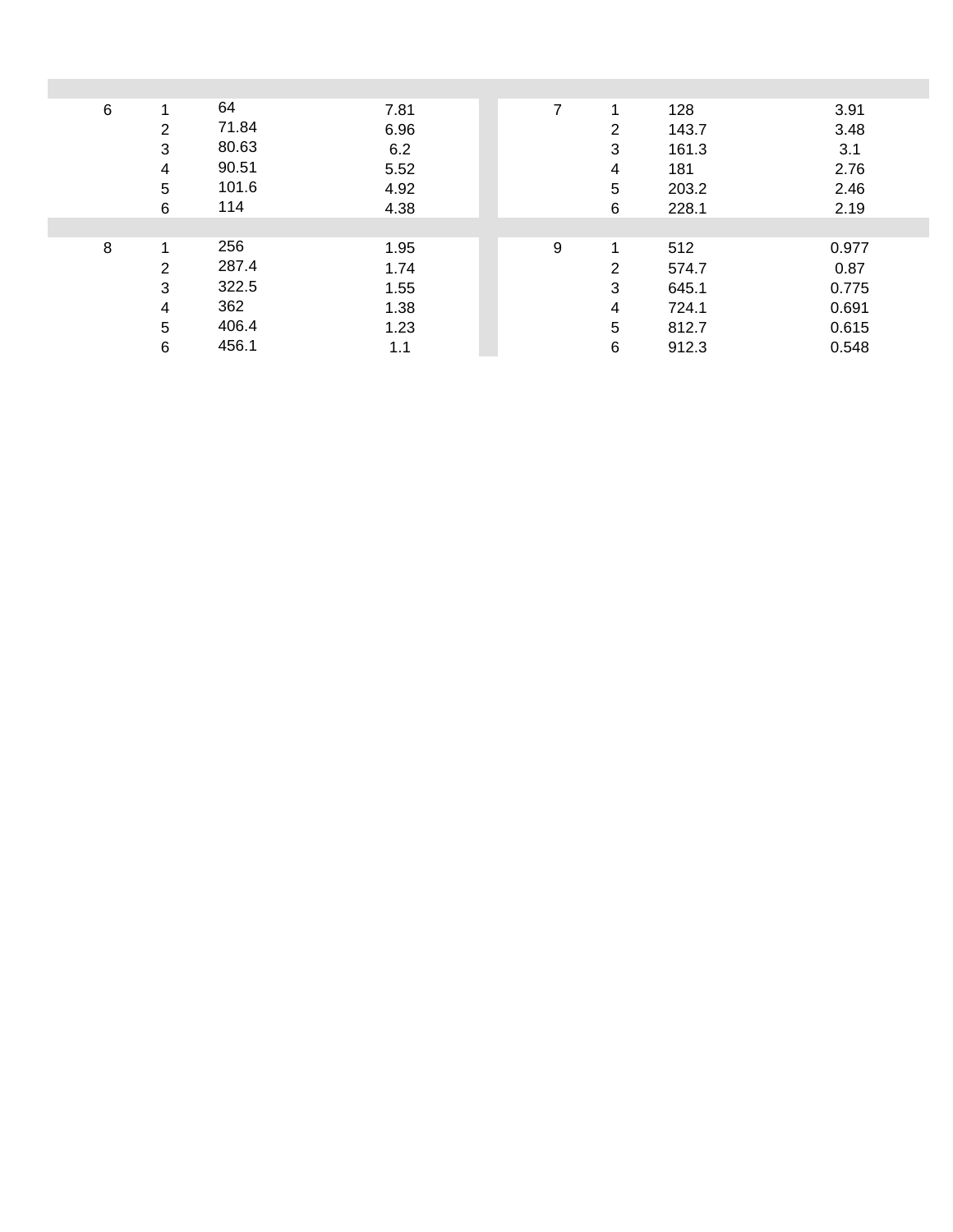| | | | | | | | |
|---|---|---|---|---|---|---|---|
| 6 | 1 | 64 | 7.81 | 7 | 1 | 128 | 3.91 |
| | 2 | 71.84 | 6.96 | | 2 | 143.7 | 3.48 |
| | 3 | 80.63 | 6.2 | | 3 | 161.3 | 3.1 |
| | 4 | 90.51 | 5.52 | | 4 | 181 | 2.76 |
| | 5 | 101.6 | 4.92 | | 5 | 203.2 | 2.46 |
| | 6 | 114 | 4.38 | | 6 | 228.1 | 2.19 |
| 8 | 1 | 256 | 1.95 | 9 | 1 | 512 | 0.977 |
| | 2 | 287.4 | 1.74 | | 2 | 574.7 | 0.87 |
| | 3 | 322.5 | 1.55 | | 3 | 645.1 | 0.775 |
| | 4 | 362 | 1.38 | | 4 | 724.1 | 0.691 |
| | 5 | 406.4 | 1.23 | | 5 | 812.7 | 0.615 |
| | 6 | 456.1 | 1.1 | | 6 | 912.3 | 0.548 |